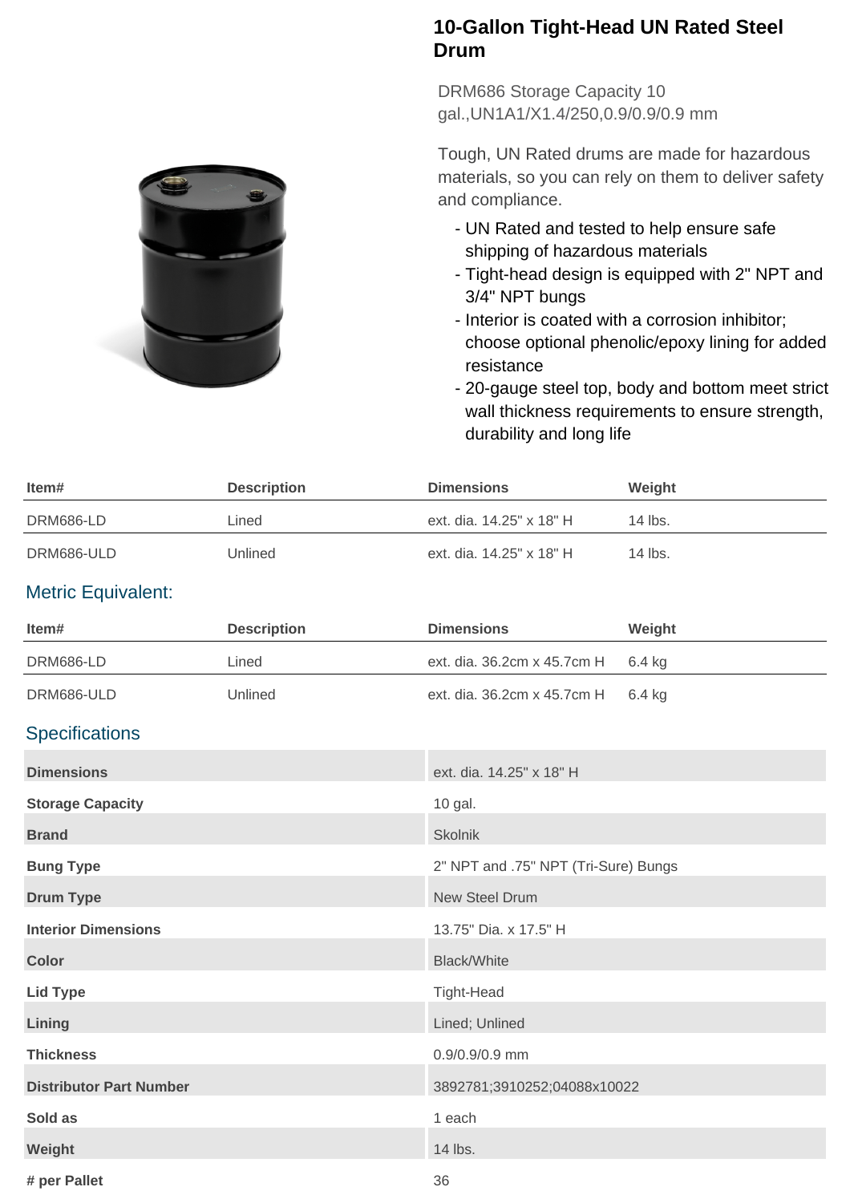# 10-Gallon Tight-Head UN Rated Steel Drum

DRM686 Storage Capacity 10 gal.,UN1A1/X1.4/250,0.9/0.9/0.9 mm

Tough, UN Rated drums are made for hazardous materials, so you can rely on them to deliver safety and compliance.

- UN Rated and tested to help ensure safe shipping of hazardous materials
- Tight-head design is equipped with 2" NPT and 3/4" NPT bungs
- Interior is coated with a corrosion inhibitor; choose optional phenolic/epoxy lining for added resistance
- 20-gauge steel top, body and bottom meet strict wall thickness requirements to ensure strength, durability and long life

| Item# | Description | Dimensions | Weight |
|---|---|---|---|
| DRM686-LD | Lined | ext. dia. 14.25" x 18" H | 14 lbs. |
| DRM686-ULD | Unlined | ext. dia. 14.25" x 18" H | 14 lbs. |

## Metric Equivalent:

| Item# | Description | Dimensions | Weight |
|---|---|---|---|
| DRM686-LD | Lined | ext. dia. 36.2cm x 45.7cm H | 6.4 kg |
| DRM686-ULD | Unlined | ext. dia. 36.2cm x 45.7cm H | 6.4 kg |

## Specifications

| | |
|---|---|
| **Dimensions** | ext. dia. 14.25" x 18" H |
| **Storage Capacity** | 10 gal. |
| **Brand** | Skolnik |
| **Bung Type** | 2" NPT and .75" NPT (Tri-Sure) Bungs |
| **Drum Type** | New Steel Drum |
| **Interior Dimensions** | 13.75" Dia. x 17.5" H |
| **Color** | Black/White |
| **Lid Type** | Tight-Head |
| **Lining** | Lined; Unlined |
| **Thickness** | 0.9/0.9/0.9 mm |
| **Distributor Part Number** | 3892781;3910252;04088x10022 |
| **Sold as** | 1 each |
| **Weight** | 14 lbs. |
| **# per Pallet** | 36 |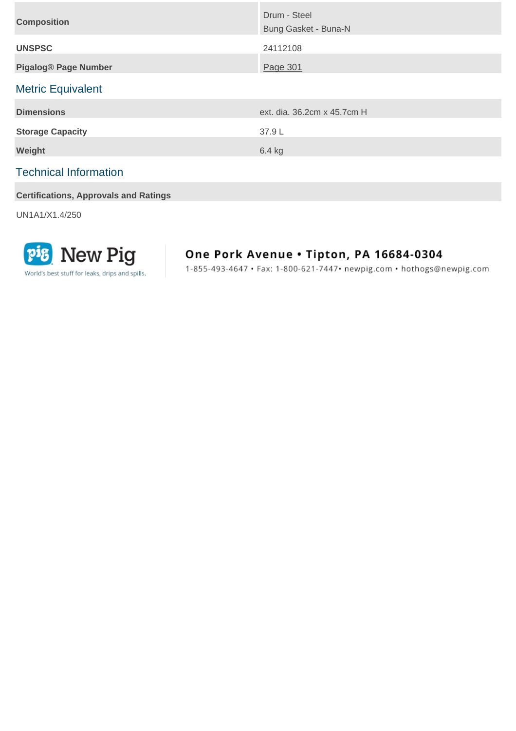| | |
|---|---|
| **Composition** | Drum - Steel<br>Bung Gasket - Buna-N |
| **UNSPSC** | 24112108 |
| **Pigalog® Page Number** | Page 301 |

## Metric Equivalent

| | |
|---|---|
| **Dimensions** | ext. dia. 36.2cm x 45.7cm H |
| **Storage Capacity** | 37.9 L |
| **Weight** | 6.4 kg |

## Technical Information

**Certifications, Approvals and Ratings**

UN1A1/X1.4/250

New Pig
World's best stuff for leaks, drips and spills.

One Pork Avenue • Tipton, PA 16684-0304
1-855-493-4647 • Fax: 1-800-621-7447• newpig.com • hothogs@newpig.com